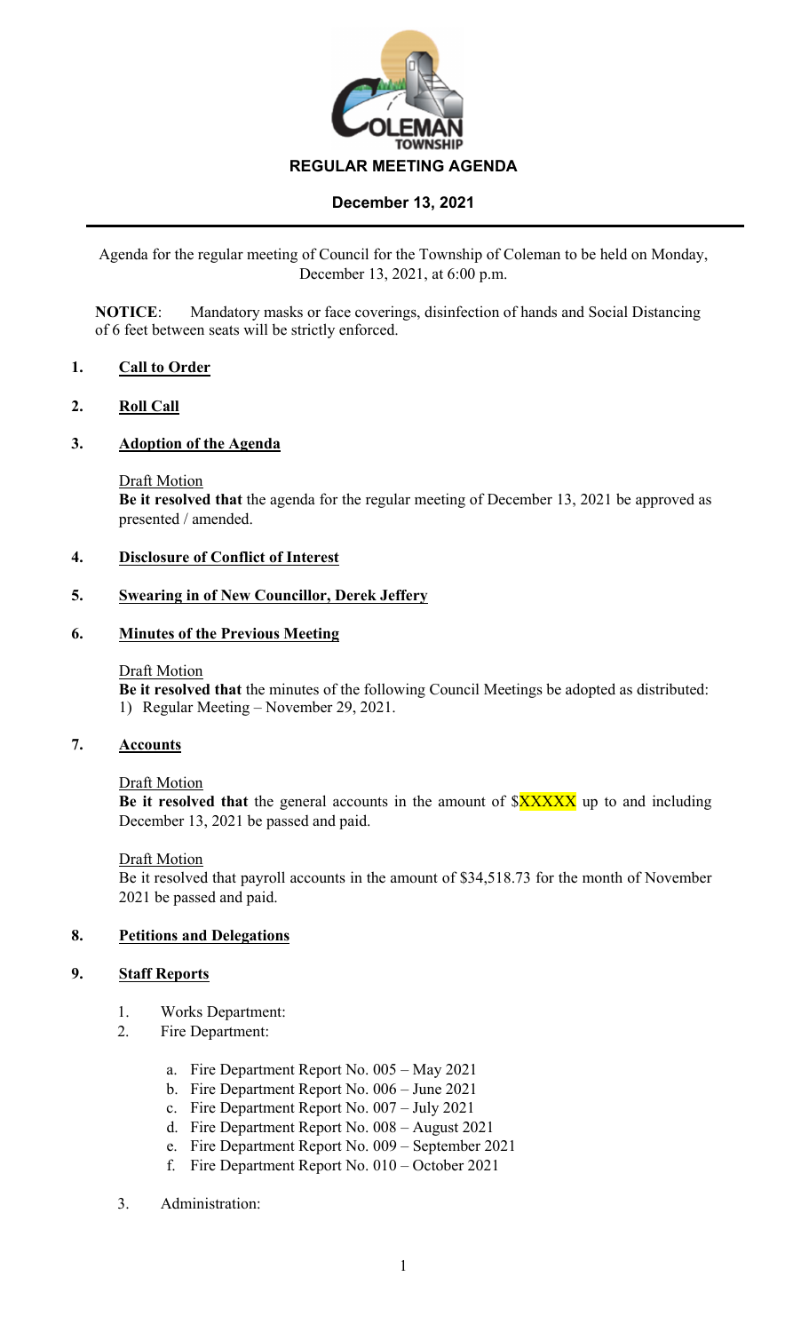# REGULAR MEETING AGENDA

## December 13, 2021

Agenda for the regular meeting of Council for the Township of Coleman to be held on Monday, December 13, 2021, at 6:00 p.m.

**NOTICE**: Mandatory masks or face coverings, disinfection of hands and Social Distancing of 6 feet between seats will be strictly enforced.

### 1. Call to Order

### 2. Roll Call

### 3. Adoption of the Agenda

Draft Motion

**Be it resolved that** the agenda for the regular meeting of December 13, 2021 be approved as presented / amended.

### 4. Disclosure of Conflict of Interest

### 5. Swearing in of New Councillor, Derek Jeffery

### 6. Minutes of the Previous Meeting

Draft Motion

**Be it resolved that** the minutes of the following Council Meetings be adopted as distributed:

1) Regular Meeting – November 29, 2021.

### 7. Accounts

Draft Motion

**Be it resolved that** the general accounts in the amount of $XXXXX up to and including December 13, 2021 be passed and paid.

Draft Motion

Be it resolved that payroll accounts in the amount of $34,518.73 for the month of November 2021 be passed and paid.

### 8. Petitions and Delegations

### 9. Staff Reports

1. Works Department:
2. Fire Department:
   a. Fire Department Report No. 005 – May 2021
   b. Fire Department Report No. 006 – June 2021
   c. Fire Department Report No. 007 – July 2021
   d. Fire Department Report No. 008 – August 2021
   e. Fire Department Report No. 009 – September 2021
   f. Fire Department Report No. 010 – October 2021
3. Administration: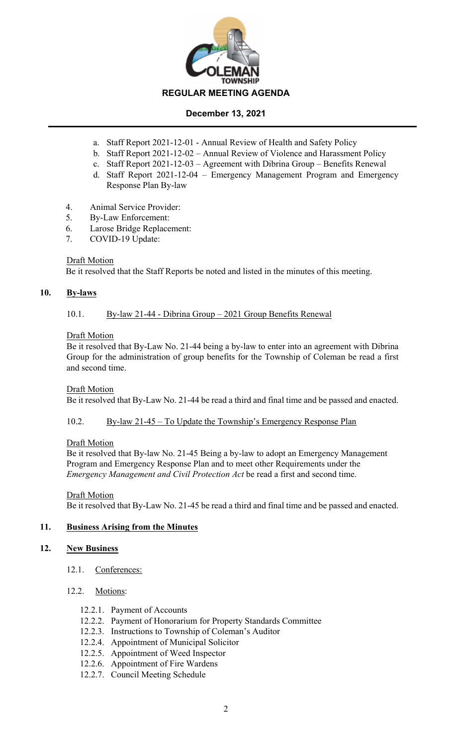**REGULAR MEETING AGENDA**

**December 13, 2021**

a. Staff Report 2021-12-01 - Annual Review of Health and Safety Policy
b. Staff Report 2021-12-02 – Annual Review of Violence and Harassment Policy
c. Staff Report 2021-12-03 – Agreement with Dibrina Group – Benefits Renewal
d. Staff Report 2021-12-04 – Emergency Management Program and Emergency Response Plan By-law

4. Animal Service Provider:
5. By-Law Enforcement:
6. Larose Bridge Replacement:
7. COVID-19 Update:

Draft Motion
Be it resolved that the Staff Reports be noted and listed in the minutes of this meeting.

## 10. By-laws

10.1. By-law 21-44 - Dibrina Group – 2021 Group Benefits Renewal

Draft Motion
Be it resolved that By-Law No. 21-44 being a by-law to enter into an agreement with Dibrina Group for the administration of group benefits for the Township of Coleman be read a first and second time.

Draft Motion
Be it resolved that By-Law No. 21-44 be read a third and final time and be passed and enacted.

10.2. By-law 21-45 – To Update the Township's Emergency Response Plan

Draft Motion
Be it resolved that By-law No. 21-45 Being a by-law to adopt an Emergency Management Program and Emergency Response Plan and to meet other Requirements under the *Emergency Management and Civil Protection Act* be read a first and second time.

Draft Motion
Be it resolved that By-Law No. 21-45 be read a third and final time and be passed and enacted.

## 11. Business Arising from the Minutes

## 12. New Business

12.1. Conferences:

12.2. Motions:

12.2.1. Payment of Accounts
12.2.2. Payment of Honorarium for Property Standards Committee
12.2.3. Instructions to Township of Coleman's Auditor
12.2.4. Appointment of Municipal Solicitor
12.2.5. Appointment of Weed Inspector
12.2.6. Appointment of Fire Wardens
12.2.7. Council Meeting Schedule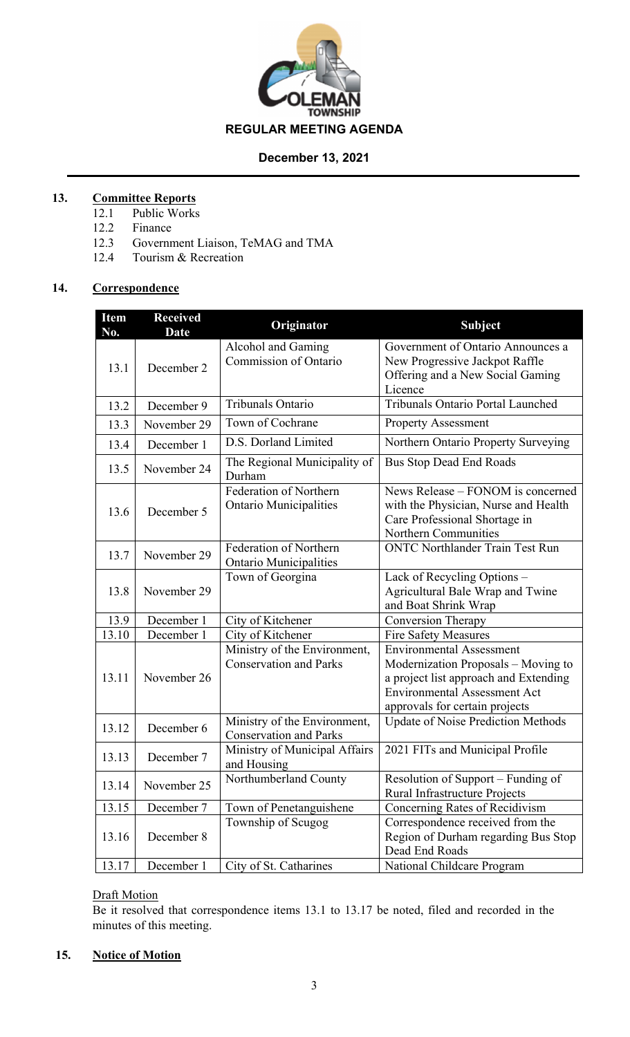**COLEMAN TOWNSHIP**

**REGULAR MEETING AGENDA**

**December 13, 2021**

## 13. Committee Reports

12.1 Public Works
12.2 Finance
12.3 Government Liaison, TeMAG and TMA
12.4 Tourism & Recreation

## 14. Correspondence

| Item No. | Received Date | Originator | Subject |
|---|---|---|---|
| 13.1 | December 2 | Alcohol and Gaming Commission of Ontario | Government of Ontario Announces a New Progressive Jackpot Raffle Offering and a New Social Gaming Licence |
| 13.2 | December 9 | Tribunals Ontario | Tribunals Ontario Portal Launched |
| 13.3 | November 29 | Town of Cochrane | Property Assessment |
| 13.4 | December 1 | D.S. Dorland Limited | Northern Ontario Property Surveying |
| 13.5 | November 24 | The Regional Municipality of Durham | Bus Stop Dead End Roads |
| 13.6 | December 5 | Federation of Northern Ontario Municipalities | News Release – FONOM is concerned with the Physician, Nurse and Health Care Professional Shortage in Northern Communities |
| 13.7 | November 29 | Federation of Northern Ontario Municipalities | ONTC Northlander Train Test Run |
| 13.8 | November 29 | Town of Georgina | Lack of Recycling Options – Agricultural Bale Wrap and Twine and Boat Shrink Wrap |
| 13.9 | December 1 | City of Kitchener | Conversion Therapy |
| 13.10 | December 1 | City of Kitchener | Fire Safety Measures |
| 13.11 | November 26 | Ministry of the Environment, Conservation and Parks | Environmental Assessment Modernization Proposals – Moving to a project list approach and Extending Environmental Assessment Act approvals for certain projects |
| 13.12 | December 6 | Ministry of the Environment, Conservation and Parks | Update of Noise Prediction Methods |
| 13.13 | December 7 | Ministry of Municipal Affairs and Housing | 2021 FITs and Municipal Profile |
| 13.14 | November 25 | Northumberland County | Resolution of Support – Funding of Rural Infrastructure Projects |
| 13.15 | December 7 | Town of Penetanguishene | Concerning Rates of Recidivism |
| 13.16 | December 8 | Township of Scugog | Correspondence received from the Region of Durham regarding Bus Stop Dead End Roads |
| 13.17 | December 1 | City of St. Catharines | National Childcare Program |

Draft Motion

Be it resolved that correspondence items 13.1 to 13.17 be noted, filed and recorded in the minutes of this meeting.

## 15. Notice of Motion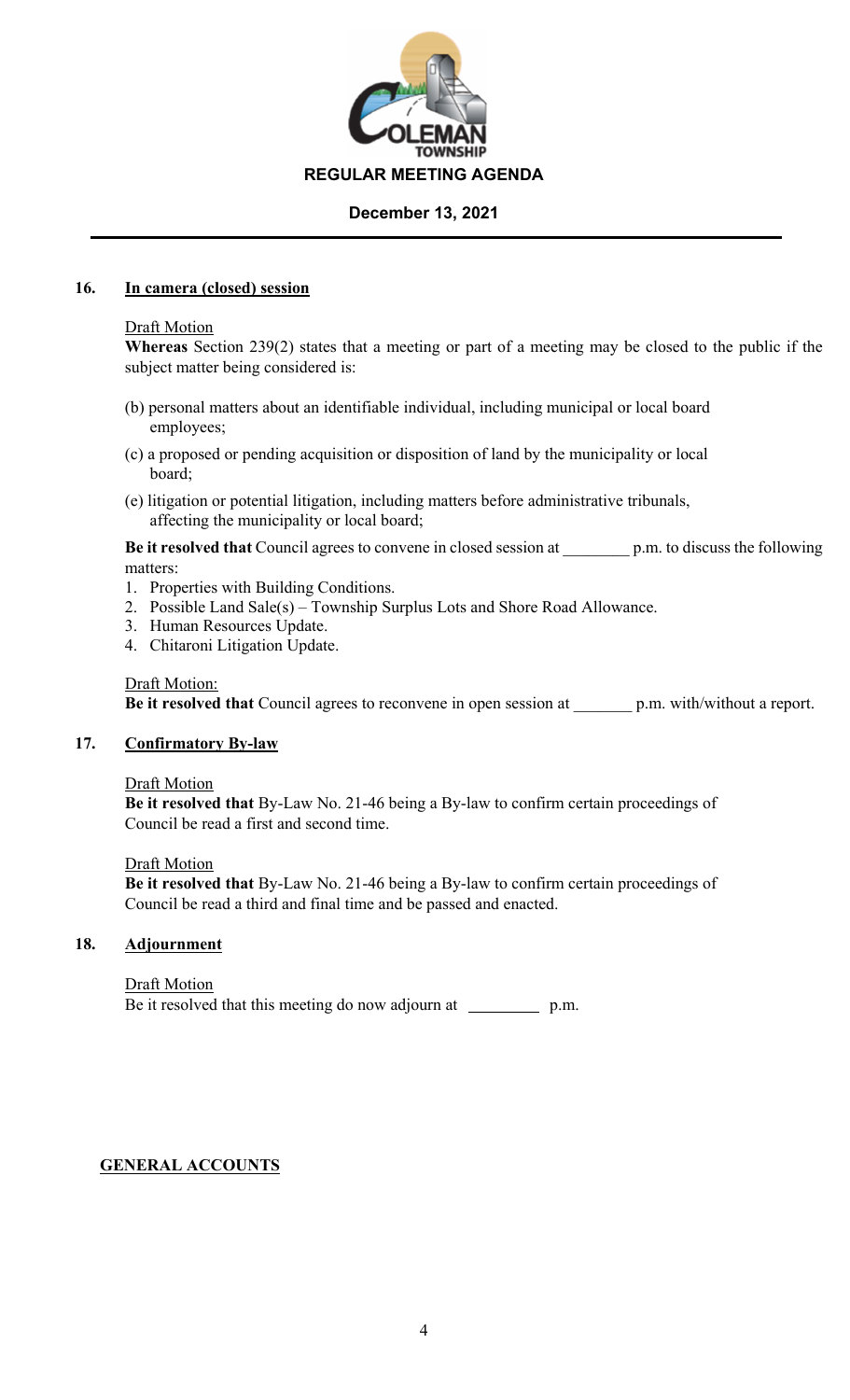**REGULAR MEETING AGENDA**

**December 13, 2021**

## 16. In camera (closed) session

Draft Motion

**Whereas** Section 239(2) states that a meeting or part of a meeting may be closed to the public if the subject matter being considered is:

(b) personal matters about an identifiable individual, including municipal or local board employees;

(c) a proposed or pending acquisition or disposition of land by the municipality or local board;

(e) litigation or potential litigation, including matters before administrative tribunals, affecting the municipality or local board;

**Be it resolved that** Council agrees to convene in closed session at ________ p.m. to discuss the following matters:

1. Properties with Building Conditions.
2. Possible Land Sale(s) – Township Surplus Lots and Shore Road Allowance.
3. Human Resources Update.
4. Chitaroni Litigation Update.

Draft Motion:

**Be it resolved that** Council agrees to reconvene in open session at _______ p.m. with/without a report.

## 17. Confirmatory By-law

Draft Motion

**Be it resolved that** By-Law No. 21-46 being a By-law to confirm certain proceedings of Council be read a first and second time.

Draft Motion

**Be it resolved that** By-Law No. 21-46 being a By-law to confirm certain proceedings of Council be read a third and final time and be passed and enacted.

## 18. Adjournment

Draft Motion

Be it resolved that this meeting do now adjourn at ________ p.m.

**GENERAL ACCOUNTS**